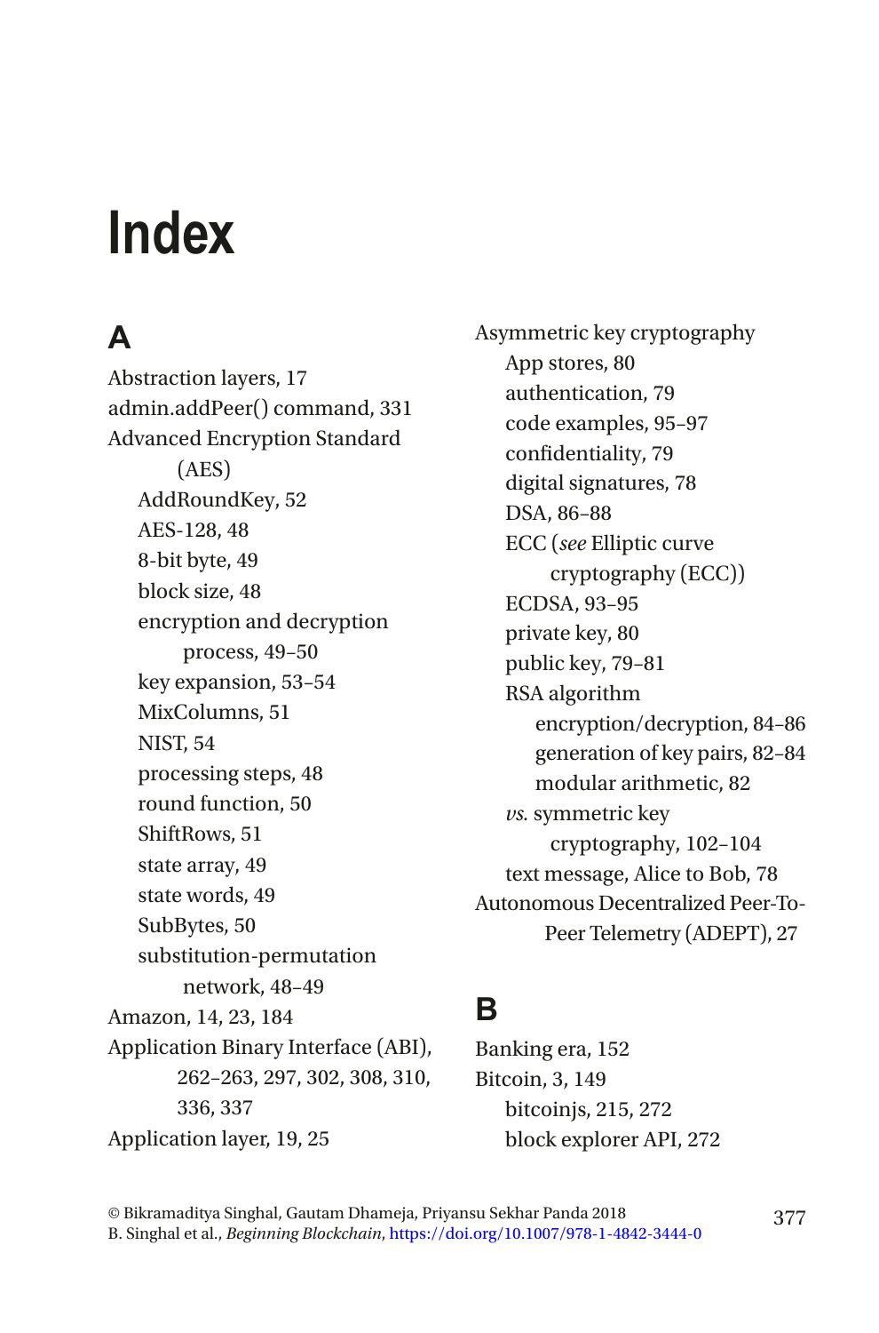# Index

## A

Abstraction layers, 17
admin.addPeer() command, 331
Advanced Encryption Standard (AES)
- AddRoundKey, 52
- AES-128, 48
- 8-bit byte, 49
- block size, 48
- encryption and decryption process, 49–50
- key expansion, 53–54
- MixColumns, 51
- NIST, 54
- processing steps, 48
- round function, 50
- ShiftRows, 51
- state array, 49
- state words, 49
- SubBytes, 50
- substitution-permutation network, 48–49

Amazon, 14, 23, 184
Application Binary Interface (ABI), 262–263, 297, 302, 308, 310, 336, 337
Application layer, 19, 25
Asymmetric key cryptography
- App stores, 80
- authentication, 79
- code examples, 95–97
- confidentiality, 79
- digital signatures, 78
- DSA, 86–88
- ECC (*see* Elliptic curve cryptography (ECC))
- ECDSA, 93–95
- private key, 80
- public key, 79–81
- RSA algorithm
  - encryption/decryption, 84–86
  - generation of key pairs, 82–84
  - modular arithmetic, 82
- *vs.* symmetric key cryptography, 102–104
- text message, Alice to Bob, 78

Autonomous Decentralized Peer-To-Peer Telemetry (ADEPT), 27

## B

Banking era, 152
Bitcoin, 3, 149
- bitcoinjs, 215, 272
- block explorer API, 272

© Bikramaditya Singhal, Gautam Dhameja, Priyansu Sekhar Panda 2018
B. Singhal et al., *Beginning Blockchain*, https://doi.org/10.1007/978-1-4842-3444-0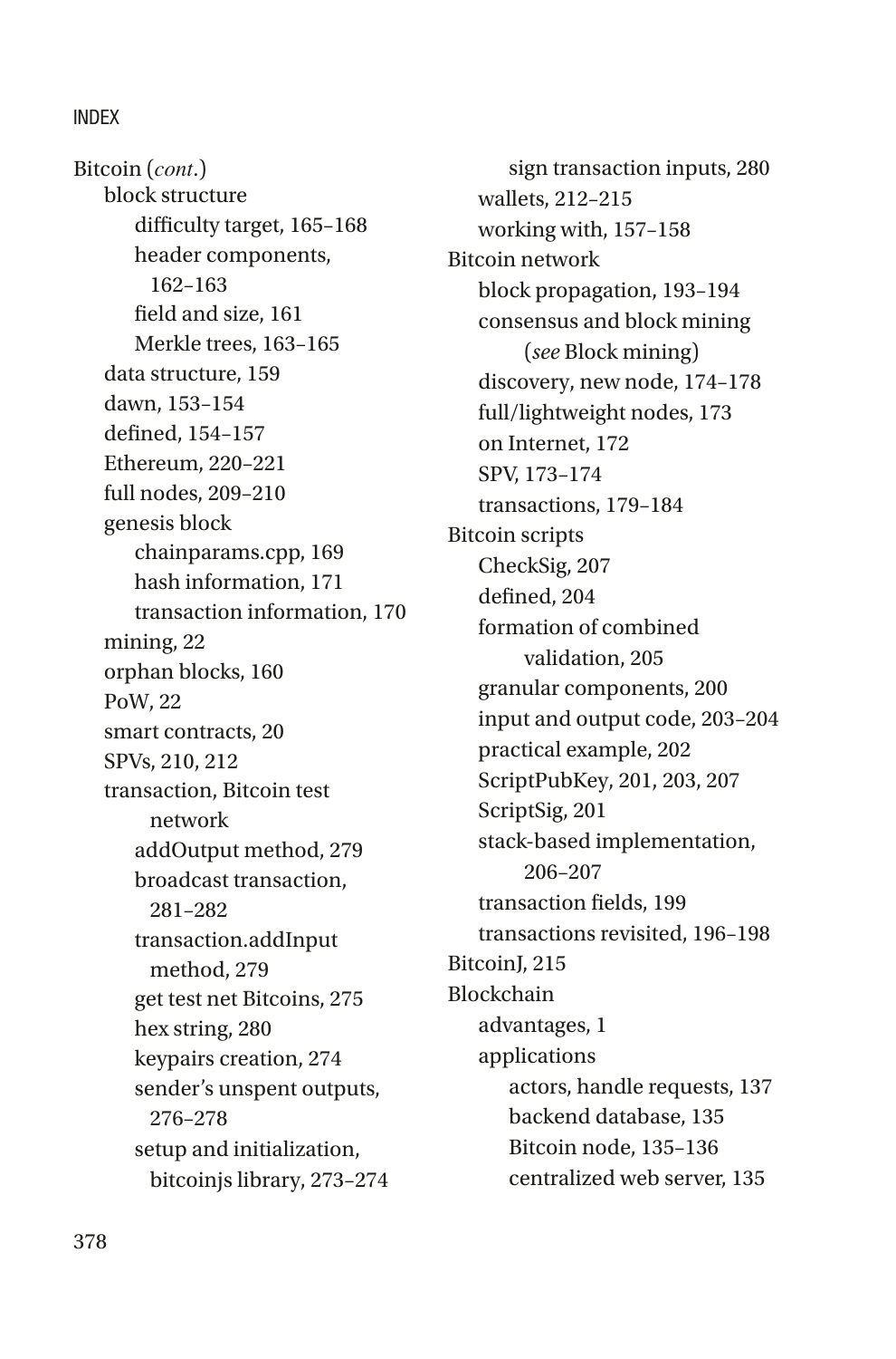Bitcoin (*cont*.)
- block structure
  - difficulty target, 165–168
  - header components, 162–163
  - field and size, 161
  - Merkle trees, 163–165
- data structure, 159
- dawn, 153–154
- defined, 154–157
- Ethereum, 220–221
- full nodes, 209–210
- genesis block
  - chainparams.cpp, 169
  - hash information, 171
  - transaction information, 170
- mining, 22
- orphan blocks, 160
- PoW, 22
- smart contracts, 20
- SPVs, 210, 212
- transaction, Bitcoin test network
  - addOutput method, 279
  - broadcast transaction, 281–282
  - transaction.addInput method, 279
  - get test net Bitcoins, 275
  - hex string, 280
  - keypairs creation, 274
  - sender's unspent outputs, 276–278
  - setup and initialization, bitcoinjs library, 273–274
  - sign transaction inputs, 280
- wallets, 212–215
- working with, 157–158

Bitcoin network
- block propagation, 193–194
- consensus and block mining (*see* Block mining)
- discovery, new node, 174–178
- full/lightweight nodes, 173
- on Internet, 172
- SPV, 173–174
- transactions, 179–184

Bitcoin scripts
- CheckSig, 207
- defined, 204
- formation of combined validation, 205
- granular components, 200
- input and output code, 203–204
- practical example, 202
- ScriptPubKey, 201, 203, 207
- ScriptSig, 201
- stack-based implementation, 206–207
- transaction fields, 199
- transactions revisited, 196–198

BitcoinJ, 215

Blockchain
- advantages, 1
- applications
  - actors, handle requests, 137
  - backend database, 135
  - Bitcoin node, 135–136
  - centralized web server, 135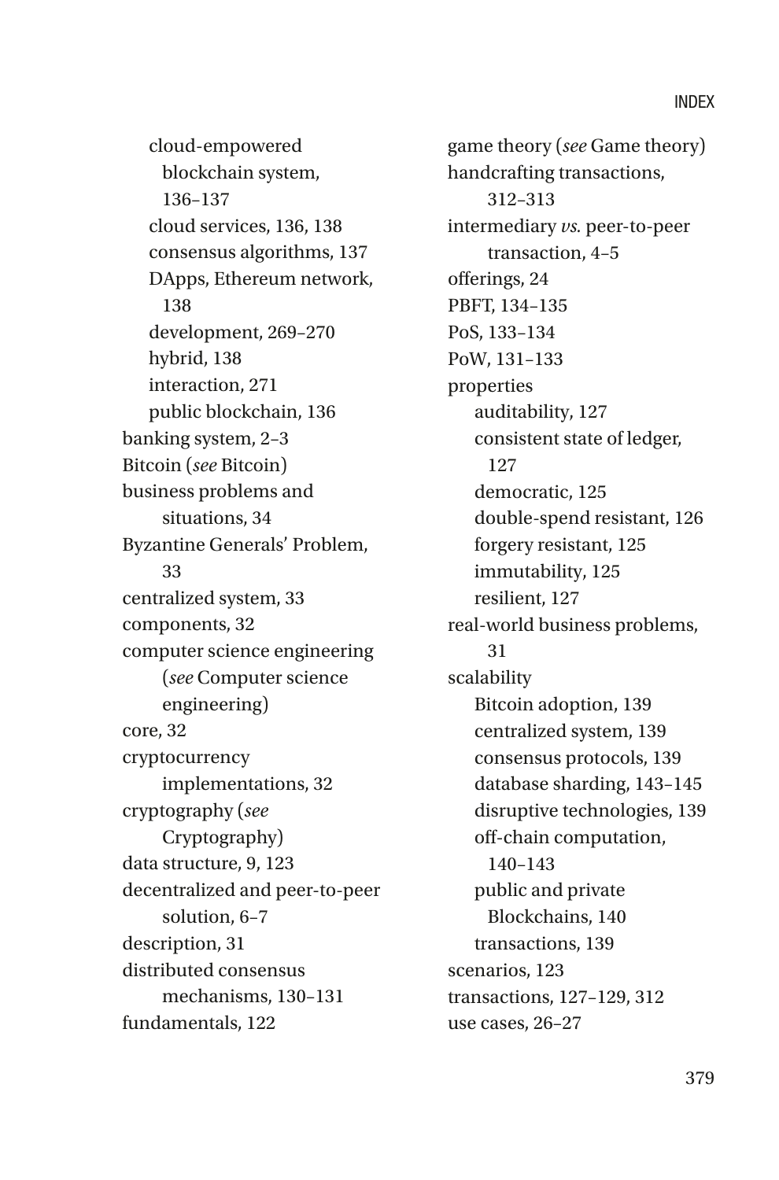- cloud-empowered blockchain system, 136–137
  - cloud services, 136, 138
  - consensus algorithms, 137
  - DApps, Ethereum network, 138
  - development, 269–270
  - hybrid, 138
  - interaction, 271
  - public blockchain, 136
- banking system, 2–3
- Bitcoin (*see* Bitcoin)
- business problems and situations, 34
- Byzantine Generals' Problem, 33
- centralized system, 33
- components, 32
- computer science engineering (*see* Computer science engineering)
- core, 32
- cryptocurrency implementations, 32
- cryptography (*see* Cryptography)
- data structure, 9, 123
- decentralized and peer-to-peer solution, 6–7
- description, 31
- distributed consensus mechanisms, 130–131
- fundamentals, 122
- game theory (*see* Game theory)
- handcrafting transactions, 312–313
- intermediary *vs.* peer-to-peer transaction, 4–5
- offerings, 24
- PBFT, 134–135
- PoS, 133–134
- PoW, 131–133
- properties
  - auditability, 127
  - consistent state of ledger, 127
  - democratic, 125
  - double-spend resistant, 126
  - forgery resistant, 125
  - immutability, 125
  - resilient, 127
- real-world business problems, 31
- scalability
  - Bitcoin adoption, 139
  - centralized system, 139
  - consensus protocols, 139
  - database sharding, 143–145
  - disruptive technologies, 139
  - off-chain computation, 140–143
  - public and private Blockchains, 140
  - transactions, 139
- scenarios, 123
- transactions, 127–129, 312
- use cases, 26–27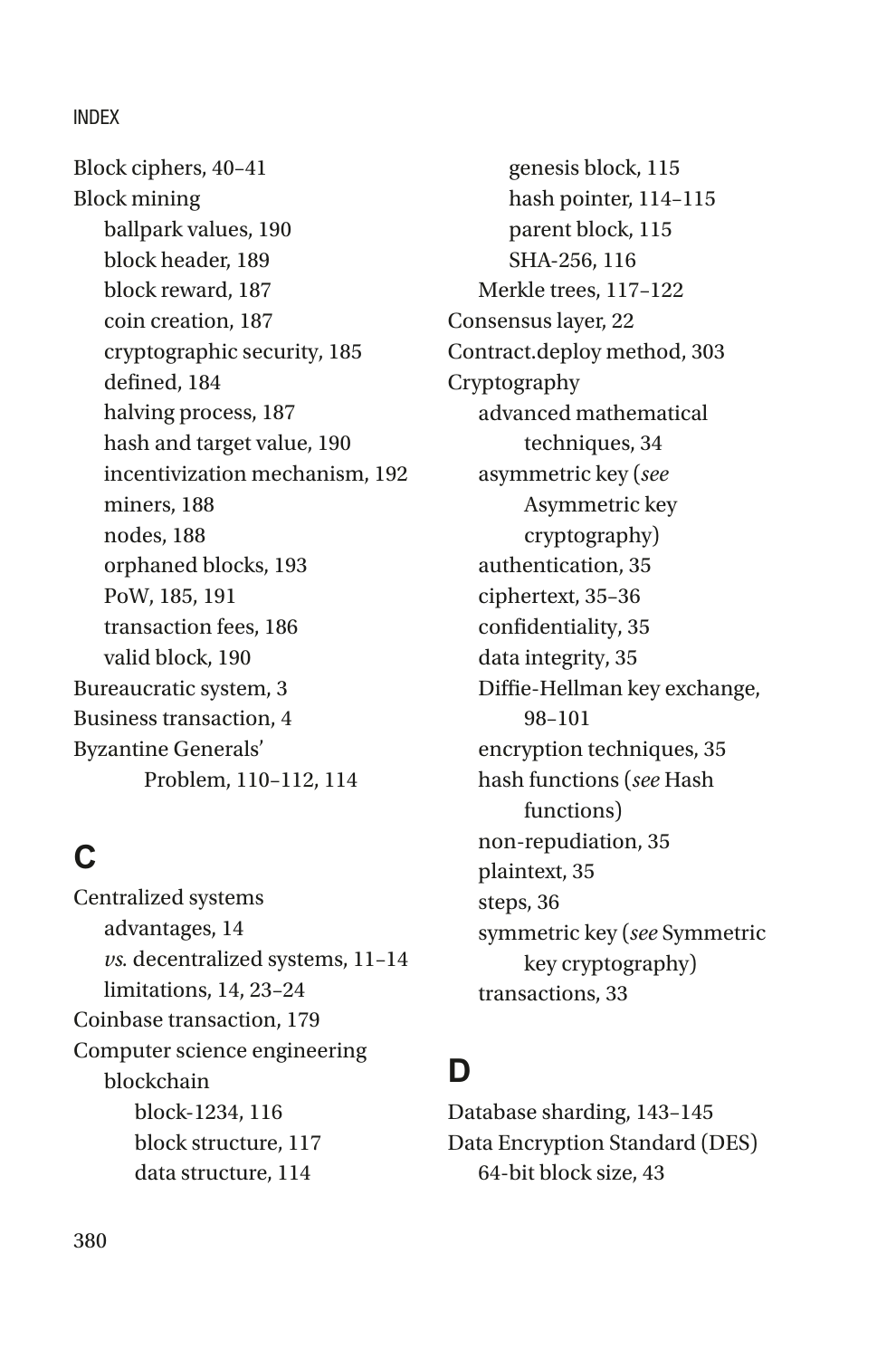Block ciphers, 40–41
Block mining
  ballpark values, 190
  block header, 189
  block reward, 187
  coin creation, 187
  cryptographic security, 185
  defined, 184
  halving process, 187
  hash and target value, 190
  incentivization mechanism, 192
  miners, 188
  nodes, 188
  orphaned blocks, 193
  PoW, 185, 191
  transaction fees, 186
  valid block, 190
Bureaucratic system, 3
Business transaction, 4
Byzantine Generals' Problem, 110–112, 114

## C

Centralized systems
  advantages, 14
  *vs.* decentralized systems, 11–14
  limitations, 14, 23–24
Coinbase transaction, 179
Computer science engineering
  blockchain
    block-1234, 116
    block structure, 117
    data structure, 114
    genesis block, 115
    hash pointer, 114–115
    parent block, 115
    SHA-256, 116
  Merkle trees, 117–122
Consensus layer, 22
Contract.deploy method, 303
Cryptography
  advanced mathematical techniques, 34
  asymmetric key (*see* Asymmetric key cryptography)
  authentication, 35
  ciphertext, 35–36
  confidentiality, 35
  data integrity, 35
  Diffie-Hellman key exchange, 98–101
  encryption techniques, 35
  hash functions (*see* Hash functions)
  non-repudiation, 35
  plaintext, 35
  steps, 36
  symmetric key (*see* Symmetric key cryptography)
  transactions, 33

## D

Database sharding, 143–145
Data Encryption Standard (DES)
  64-bit block size, 43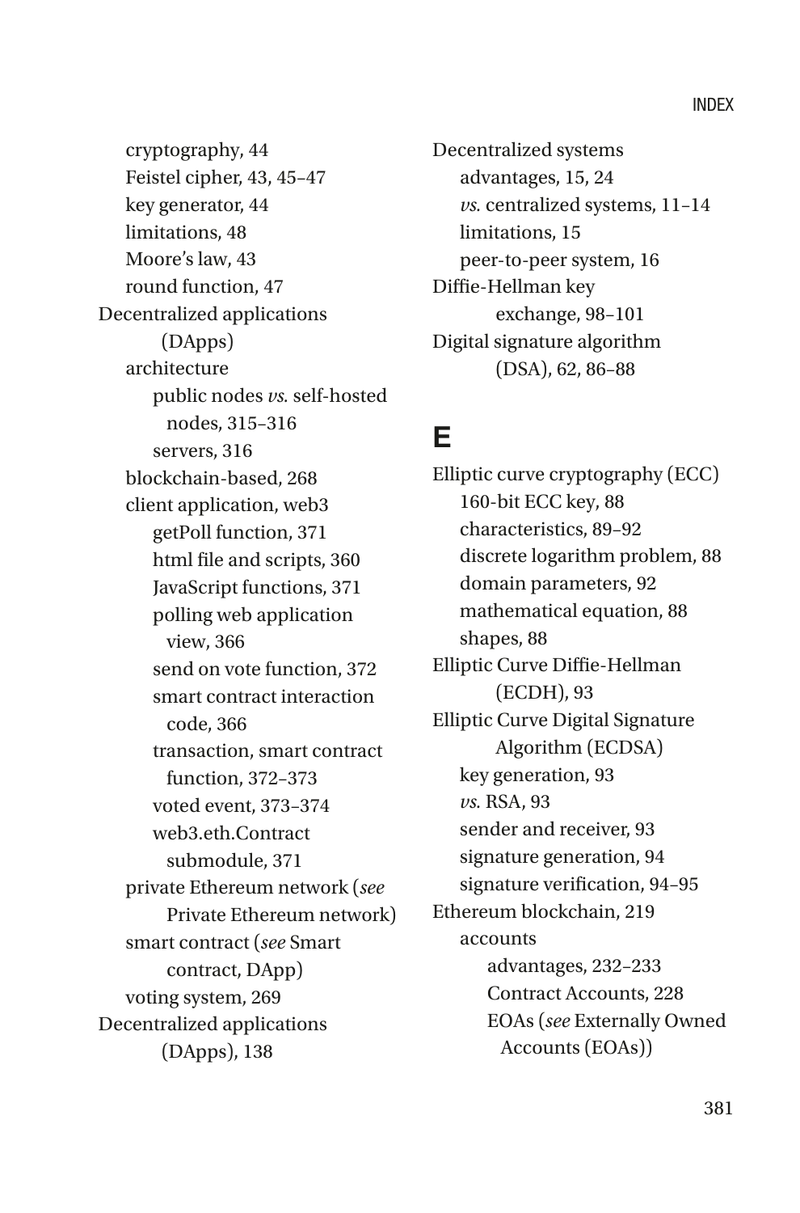- cryptography, 44
- Feistel cipher, 43, 45–47
- key generator, 44
- limitations, 48
- Moore's law, 43
- round function, 47

Decentralized applications (DApps)
- architecture
  - public nodes *vs.* self-hosted nodes, 315–316
  - servers, 316
- blockchain-based, 268
- client application, web3
  - getPoll function, 371
  - html file and scripts, 360
  - JavaScript functions, 371
  - polling web application view, 366
  - send on vote function, 372
  - smart contract interaction code, 366
  - transaction, smart contract function, 372–373
  - voted event, 373–374
  - web3.eth.Contract submodule, 371
- private Ethereum network (*see* Private Ethereum network)
- smart contract (*see* Smart contract, DApp)
- voting system, 269

Decentralized applications (DApps), 138

Decentralized systems
- advantages, 15, 24
- *vs.* centralized systems, 11–14
- limitations, 15
- peer-to-peer system, 16

Diffie-Hellman key exchange, 98–101

Digital signature algorithm (DSA), 62, 86–88

## E

Elliptic curve cryptography (ECC)
- 160-bit ECC key, 88
- characteristics, 89–92
- discrete logarithm problem, 88
- domain parameters, 92
- mathematical equation, 88
- shapes, 88

Elliptic Curve Diffie-Hellman (ECDH), 93

Elliptic Curve Digital Signature Algorithm (ECDSA)
- key generation, 93
- *vs.* RSA, 93
- sender and receiver, 93
- signature generation, 94
- signature verification, 94–95

Ethereum blockchain, 219
- accounts
  - advantages, 232–233
  - Contract Accounts, 228
  - EOAs (*see* Externally Owned Accounts (EOAs))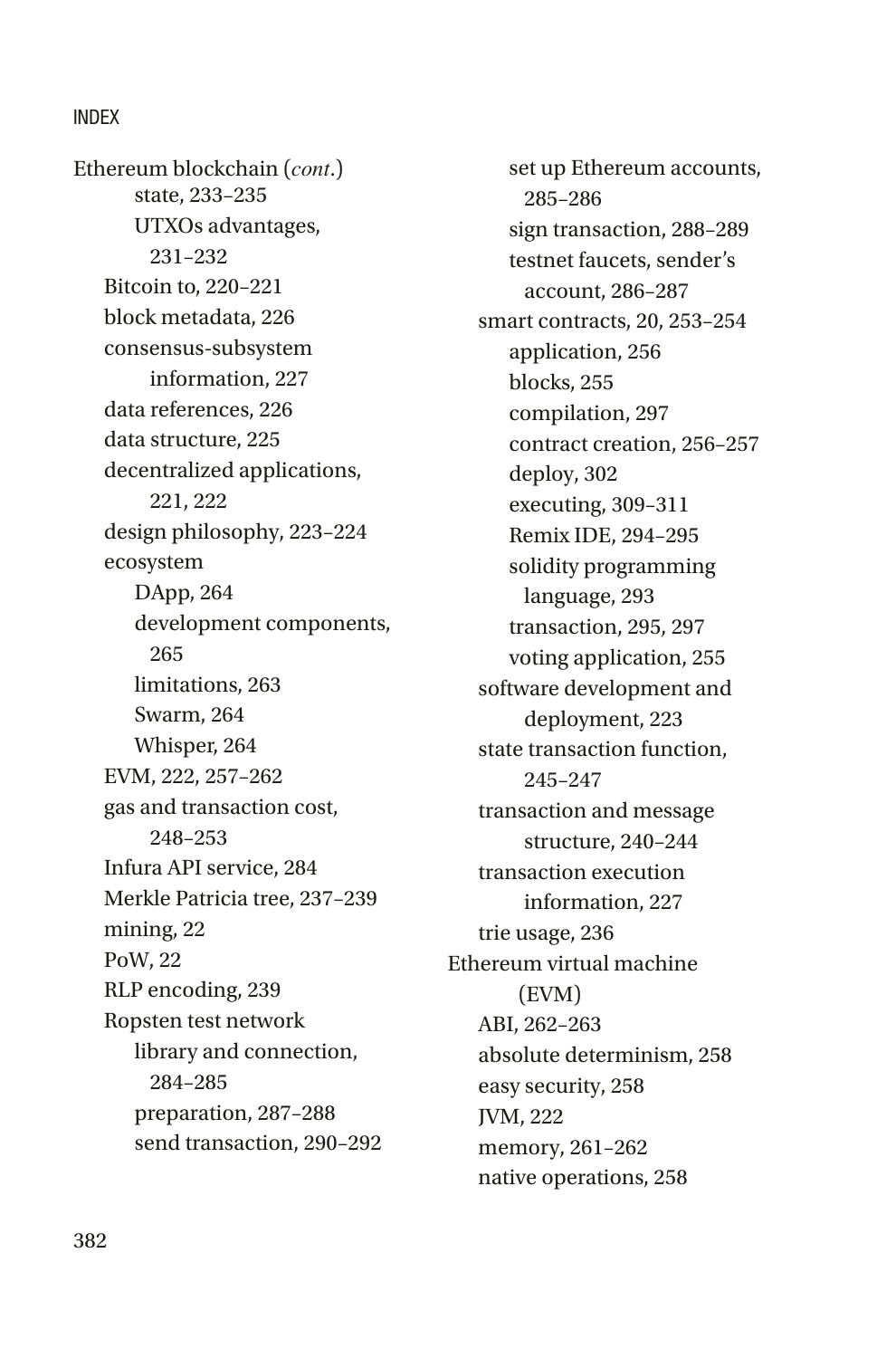Ethereum blockchain (*cont.*)
- state, 233–235
- UTXOs advantages, 231–232
- Bitcoin to, 220–221
- block metadata, 226
- consensus-subsystem information, 227
- data references, 226
- data structure, 225
- decentralized applications, 221, 222
- design philosophy, 223–224
- ecosystem
  - DApp, 264
  - development components, 265
  - limitations, 263
  - Swarm, 264
  - Whisper, 264
- EVM, 222, 257–262
- gas and transaction cost, 248–253
- Infura API service, 284
- Merkle Patricia tree, 237–239
- mining, 22
- PoW, 22
- RLP encoding, 239
- Ropsten test network
  - library and connection, 284–285
  - preparation, 287–288
  - send transaction, 290–292
  - set up Ethereum accounts, 285–286
  - sign transaction, 288–289
  - testnet faucets, sender's account, 286–287
- smart contracts, 20, 253–254
  - application, 256
  - blocks, 255
  - compilation, 297
  - contract creation, 256–257
  - deploy, 302
  - executing, 309–311
  - Remix IDE, 294–295
  - solidity programming language, 293
  - transaction, 295, 297
  - voting application, 255
- software development and deployment, 223
- state transaction function, 245–247
- transaction and message structure, 240–244
- transaction execution information, 227
- trie usage, 236

Ethereum virtual machine (EVM)
- ABI, 262–263
- absolute determinism, 258
- easy security, 258
- JVM, 222
- memory, 261–262
- native operations, 258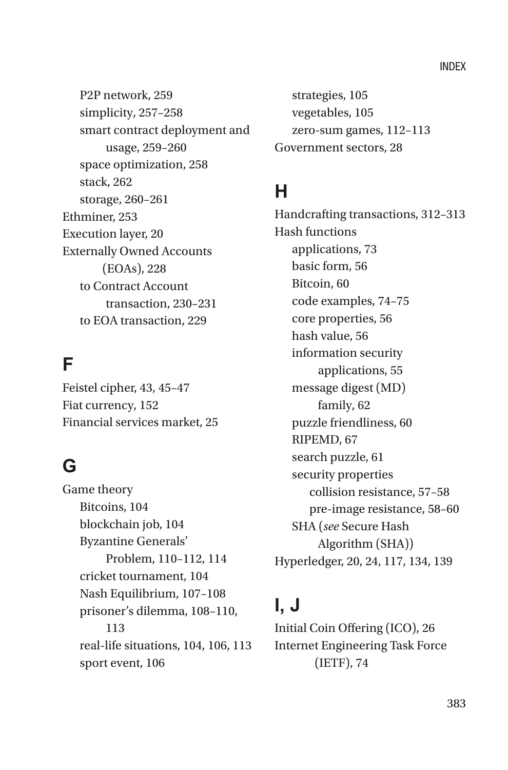P2P network, 259
simplicity, 257–258
smart contract deployment and usage, 259–260
space optimization, 258
stack, 262
storage, 260–261

Ethminer, 253
Execution layer, 20
Externally Owned Accounts (EOAs), 228
to Contract Account transaction, 230–231
to EOA transaction, 229

## F

Feistel cipher, 43, 45–47
Fiat currency, 152
Financial services market, 25

## G

Game theory
Bitcoins, 104
blockchain job, 104
Byzantine Generals' Problem, 110–112, 114
cricket tournament, 104
Nash Equilibrium, 107–108
prisoner's dilemma, 108–110, 113
real-life situations, 104, 106, 113
sport event, 106
strategies, 105
vegetables, 105
zero-sum games, 112–113

Government sectors, 28

## H

Handcrafting transactions, 312–313
Hash functions
applications, 73
basic form, 56
Bitcoin, 60
code examples, 74–75
core properties, 56
hash value, 56
information security applications, 55
message digest (MD) family, 62
puzzle friendliness, 60
RIPEMD, 67
search puzzle, 61
security properties
collision resistance, 57–58
pre-image resistance, 58–60
SHA (*see* Secure Hash Algorithm (SHA))

Hyperledger, 20, 24, 117, 134, 139

## I, J

Initial Coin Offering (ICO), 26
Internet Engineering Task Force (IETF), 74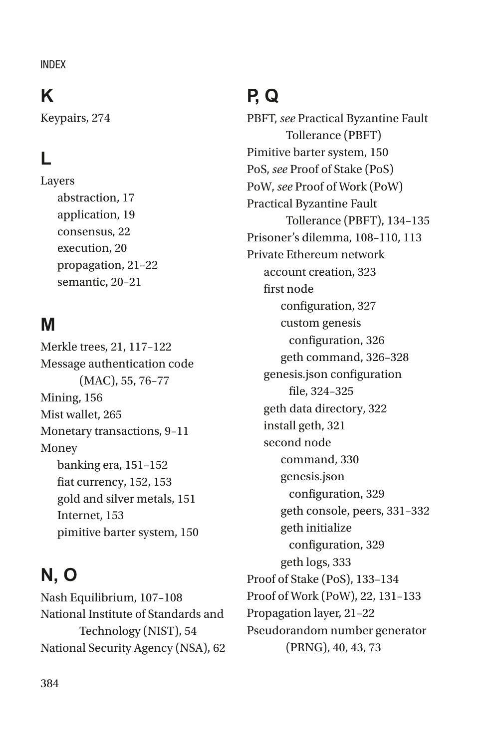## K

Keypairs, 274

## L

Layers
- abstraction, 17
- application, 19
- consensus, 22
- execution, 20
- propagation, 21–22
- semantic, 20–21

## M

Merkle trees, 21, 117–122
Message authentication code (MAC), 55, 76–77
Mining, 156
Mist wallet, 265
Monetary transactions, 9–11
Money
- banking era, 151–152
- fiat currency, 152, 153
- gold and silver metals, 151
- Internet, 153
- pimitive barter system, 150

## N, O

Nash Equilibrium, 107–108
National Institute of Standards and Technology (NIST), 54
National Security Agency (NSA), 62

## P, Q

PBFT, *see* Practical Byzantine Fault Tollerance (PBFT)
Pimitive barter system, 150
PoS, *see* Proof of Stake (PoS)
PoW, *see* Proof of Work (PoW)
Practical Byzantine Fault Tollerance (PBFT), 134–135
Prisoner's dilemma, 108–110, 113
Private Ethereum network
- account creation, 323
- first node
  - configuration, 327
  - custom genesis configuration, 326
  - geth command, 326–328
- genesis.json configuration file, 324–325
- geth data directory, 322
- install geth, 321
- second node
  - command, 330
  - genesis.json configuration, 329
  - geth console, peers, 331–332
  - geth initialize configuration, 329
  - geth logs, 333

Proof of Stake (PoS), 133–134
Proof of Work (PoW), 22, 131–133
Propagation layer, 21–22
Pseudorandom number generator (PRNG), 40, 43, 73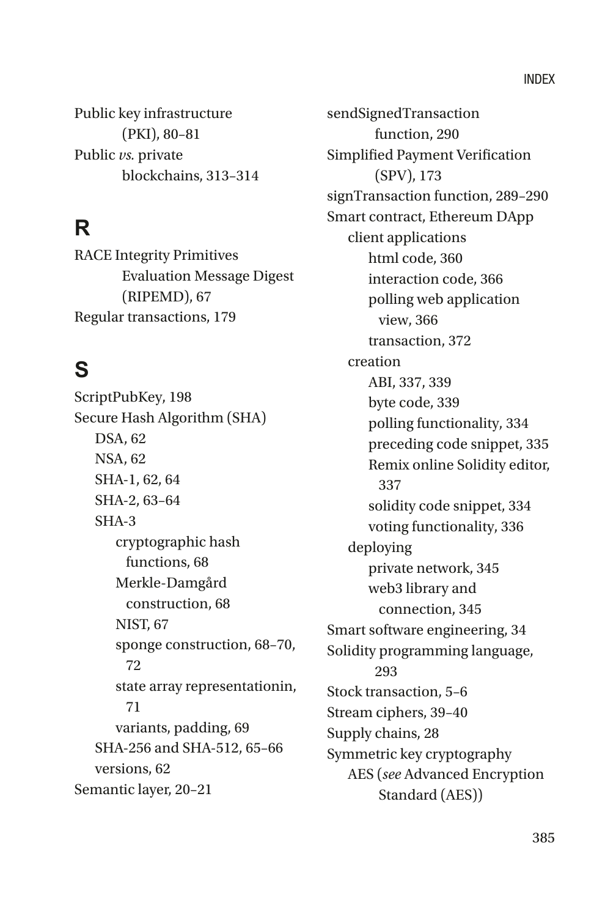Public key infrastructure (PKI), 80–81
Public *vs.* private blockchains, 313–314

## R

RACE Integrity Primitives Evaluation Message Digest (RIPEMD), 67
Regular transactions, 179

## S

ScriptPubKey, 198
Secure Hash Algorithm (SHA)
- DSA, 62
- NSA, 62
- SHA-1, 62, 64
- SHA-2, 63–64
- SHA-3
  - cryptographic hash functions, 68
  - Merkle-Damgård construction, 68
  - NIST, 67
  - sponge construction, 68–70, 72
  - state array representationin, 71
  - variants, padding, 69
- SHA-256 and SHA-512, 65–66
- versions, 62

Semantic layer, 20–21
sendSignedTransaction function, 290
Simplified Payment Verification (SPV), 173
signTransaction function, 289–290
Smart contract, Ethereum DApp
- client applications
  - html code, 360
  - interaction code, 366
  - polling web application view, 366
  - transaction, 372
- creation
  - ABI, 337, 339
  - byte code, 339
  - polling functionality, 334
  - preceding code snippet, 335
  - Remix online Solidity editor, 337
  - solidity code snippet, 334
  - voting functionality, 336
- deploying
  - private network, 345
  - web3 library and connection, 345

Smart software engineering, 34
Solidity programming language, 293
Stock transaction, 5–6
Stream ciphers, 39–40
Supply chains, 28
Symmetric key cryptography
- AES (*see* Advanced Encryption Standard (AES))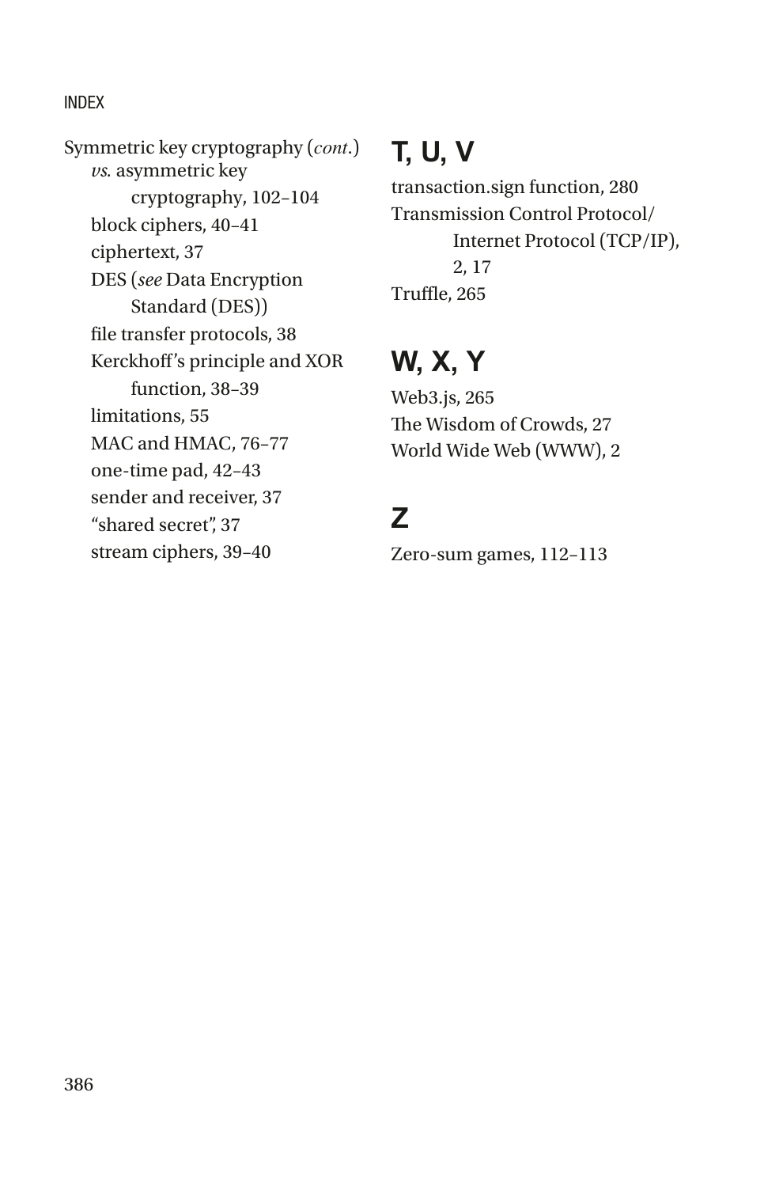Symmetric key cryptography (*cont.*)
- *vs.* asymmetric key cryptography, 102–104
- block ciphers, 40–41
- ciphertext, 37
- DES (*see* Data Encryption Standard (DES))
- file transfer protocols, 38
- Kerckhoff's principle and XOR function, 38–39
- limitations, 55
- MAC and HMAC, 76–77
- one-time pad, 42–43
- sender and receiver, 37
- "shared secret", 37
- stream ciphers, 39–40

## T, U, V

transaction.sign function, 280
Transmission Control Protocol/Internet Protocol (TCP/IP), 2, 17
Truffle, 265

## W, X, Y

Web3.js, 265
The Wisdom of Crowds, 27
World Wide Web (WWW), 2

## Z

Zero-sum games, 112–113